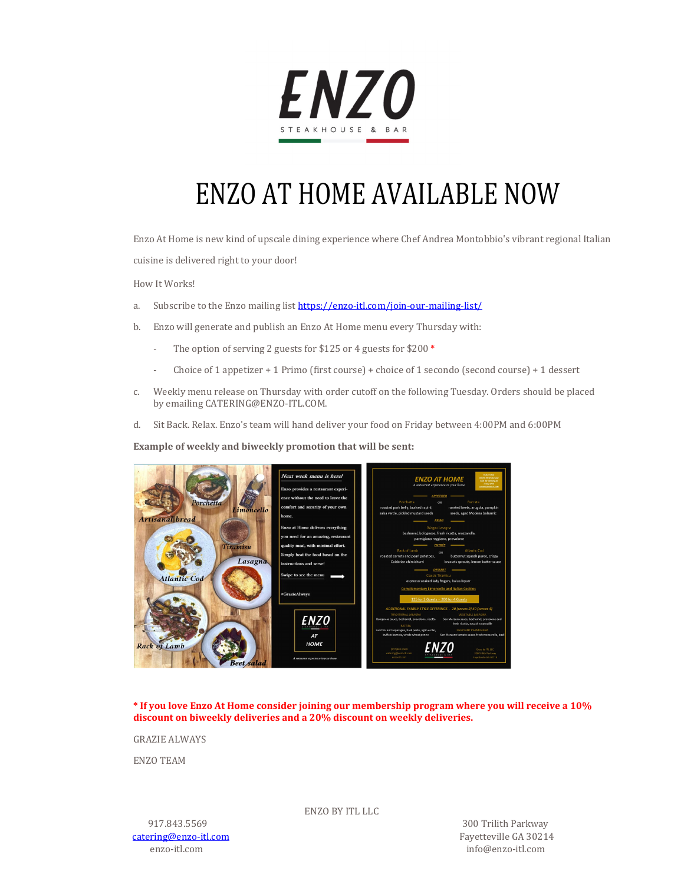ENZO

STEAKHOUSE & BAR

# ENZO AT HOME AVAILABLE NOW

Enzo At Home is new kind of upscale dining experience where Chef Andrea Montobbio's vibrant regional Italian cuisine is delivered right to your door!

How It Works!

a. Subscribe to the Enzo mailing list [https://enzo-itl.com/join-our-mailing-list/](https://enzo-itl.com/join-our-mailing-list/)

b. Enzo will generate and publish an Enzo At Home menu every Thursday with:

- The option of serving 2 guests for $125 or 4 guests for $200 *
- Choice of 1 appetizer + 1 Primo (first course) + choice of 1 secondo (second course) + 1 dessert

c. Weekly menu release on Thursday with order cutoff on the following Tuesday. Orders should be placed by emailing CATERING@ENZO-ITL.COM.

d. Sit Back. Relax. Enzo's team will hand deliver your food on Friday between 4:00PM and 6:00PM

**Example of weekly and biweekly promotion that will be sent:**

**\* If you love Enzo At Home consider joining our membership program where you will receive a 10% discount on biweekly deliveries and a 20% discount on weekly deliveries.**

GRAZIE ALWAYS

ENZO TEAM

ENZO BY ITL LLC

917.843.5569
[catering@enzo-itl.com](mailto:catering@enzo-itl.com)
enzo-itl.com

300 Trilith Parkway
Fayetteville GA 30214
info@enzo-itl.com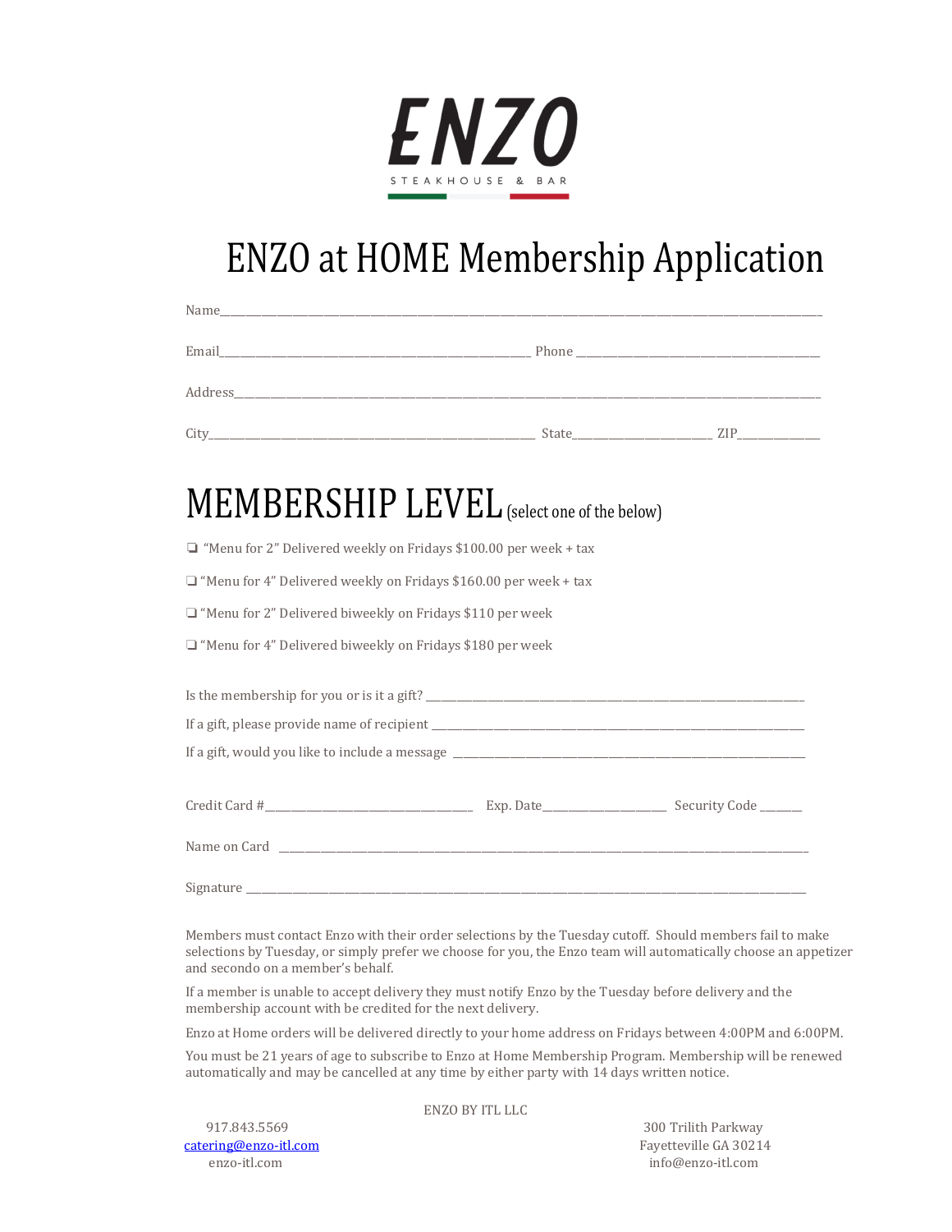# ENZO

STEAKHOUSE & BAR

# ENZO at HOME Membership Application

Name______________________________________________________________________________

Email________________________________________ Phone _______________________________

Address____________________________________________________________________________

City_______________________________________ State_________________ ZIP__________

## MEMBERSHIP LEVEL (select one of the below)

❏ "Menu for 2" Delivered weekly on Fridays $100.00 per week + tax

❏ "Menu for 4" Delivered weekly on Fridays $160.00 per week + tax

❏ "Menu for 2" Delivered biweekly on Fridays $110 per week

❏ "Menu for 4" Delivered biweekly on Fridays $180 per week

Is the membership for you or is it a gift? _____________________________________________

If a gift, please provide name of recipient _____________________________________________

If a gift, would you like to include a message __________________________________________

Credit Card #__________________________ Exp. Date_______________ Security Code _____

Name on Card _____________________________________________________________________

Signature _________________________________________________________________________

Members must contact Enzo with their order selections by the Tuesday cutoff. Should members fail to make selections by Tuesday, or simply prefer we choose for you, the Enzo team will automatically choose an appetizer and secondo on a member's behalf.

If a member is unable to accept delivery they must notify Enzo by the Tuesday before delivery and the membership account with be credited for the next delivery.

Enzo at Home orders will be delivered directly to your home address on Fridays between 4:00PM and 6:00PM.

You must be 21 years of age to subscribe to Enzo at Home Membership Program. Membership will be renewed automatically and may be cancelled at any time by either party with 14 days written notice.

ENZO BY ITL LLC

917.843.5569
catering@enzo-itl.com
enzo-itl.com

300 Trilith Parkway
Fayetteville GA 30214
info@enzo-itl.com